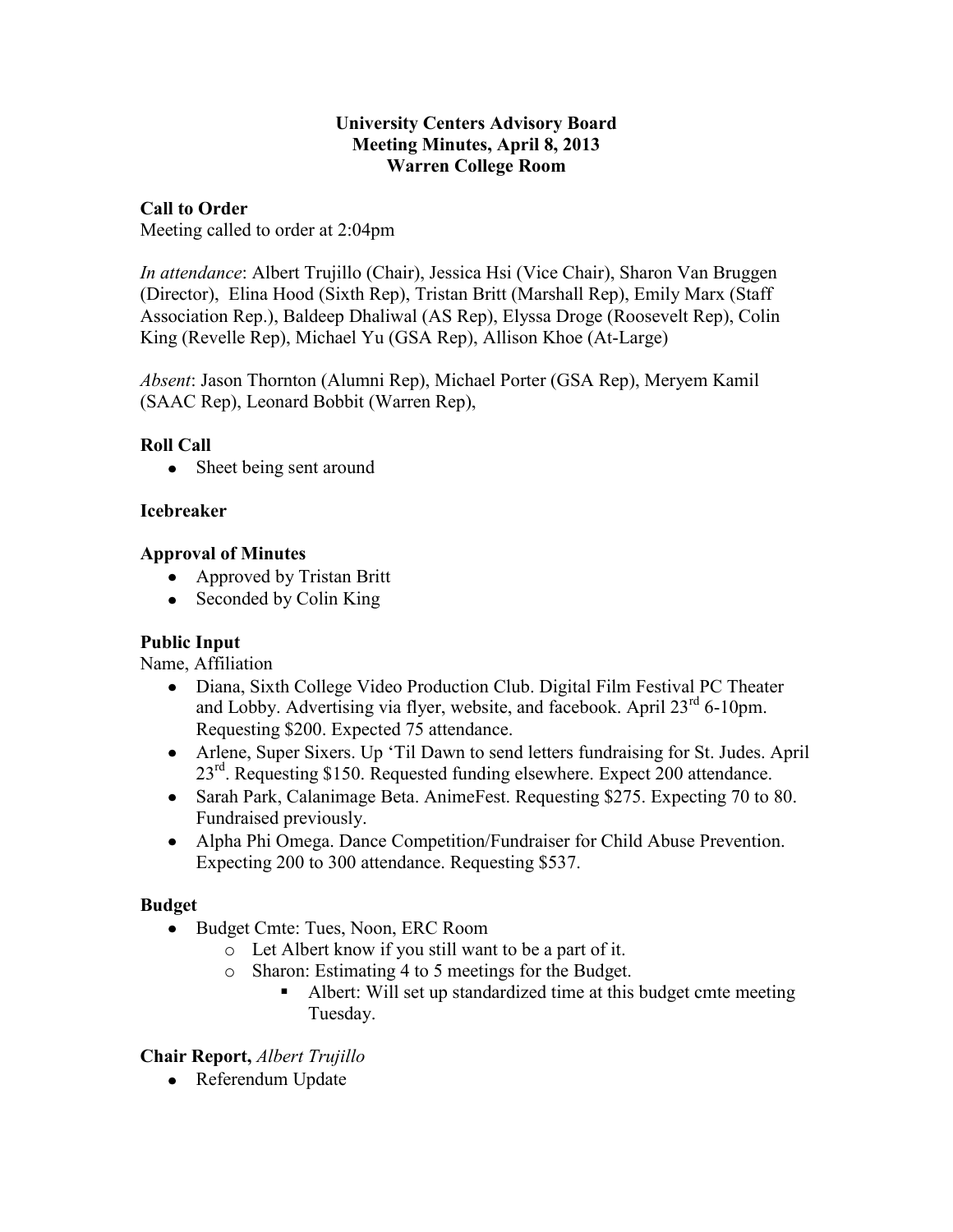**University Centers Advisory Board**
**Meeting Minutes, April 8, 2013**
**Warren College Room**

**Call to Order**

Meeting called to order at 2:04pm

*In attendance*: Albert Trujillo (Chair), Jessica Hsi (Vice Chair), Sharon Van Bruggen (Director), Elina Hood (Sixth Rep), Tristan Britt (Marshall Rep), Emily Marx (Staff Association Rep.), Baldeep Dhaliwal (AS Rep), Elyssa Droge (Roosevelt Rep), Colin King (Revelle Rep), Michael Yu (GSA Rep), Allison Khoe (At-Large)

*Absent*: Jason Thornton (Alumni Rep), Michael Porter (GSA Rep), Meryem Kamil (SAAC Rep), Leonard Bobbit (Warren Rep),

**Roll Call**

- Sheet being sent around

**Icebreaker**

**Approval of Minutes**

- Approved by Tristan Britt
- Seconded by Colin King

**Public Input**

Name, Affiliation

- Diana, Sixth College Video Production Club. Digital Film Festival PC Theater and Lobby. Advertising via flyer, website, and facebook. April 23rd 6-10pm. Requesting $200. Expected 75 attendance.
- Arlene, Super Sixers. Up 'Til Dawn to send letters fundraising for St. Judes. April 23rd. Requesting $150. Requested funding elsewhere. Expect 200 attendance.
- Sarah Park, Calanimage Beta. AnimeFest. Requesting $275. Expecting 70 to 80. Fundraised previously.
- Alpha Phi Omega. Dance Competition/Fundraiser for Child Abuse Prevention. Expecting 200 to 300 attendance. Requesting $537.

**Budget**

- Budget Cmte: Tues, Noon, ERC Room
    - Let Albert know if you still want to be a part of it.
    - Sharon: Estimating 4 to 5 meetings for the Budget.
        - Albert: Will set up standardized time at this budget cmte meeting Tuesday.

**Chair Report,** *Albert Trujillo*

- Referendum Update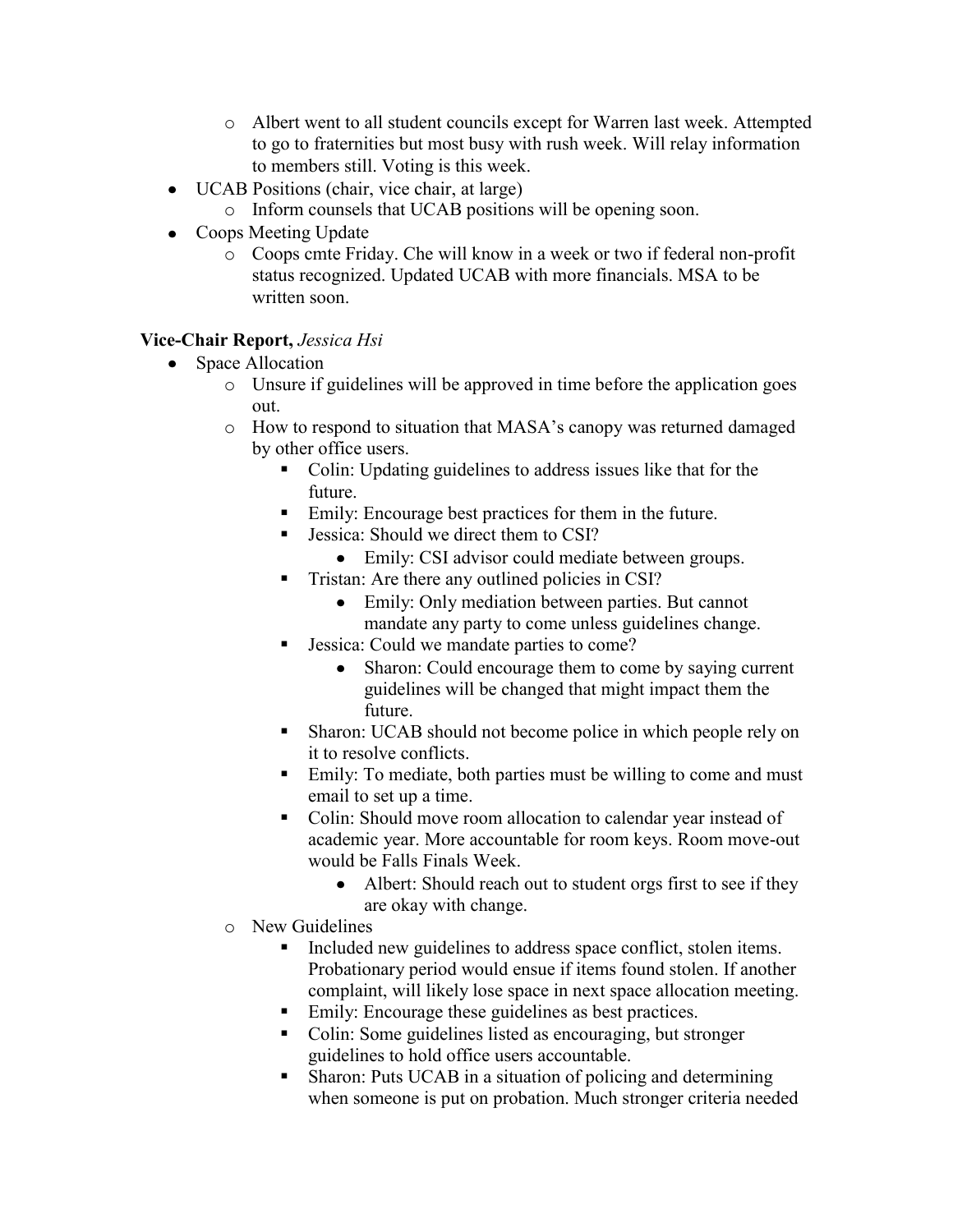- Albert went to all student councils except for Warren last week. Attempted to go to fraternities but most busy with rush week. Will relay information to members still. Voting is this week.
- UCAB Positions (chair, vice chair, at large)
  - Inform counsels that UCAB positions will be opening soon.
- Coops Meeting Update
  - Coops cmte Friday. Che will know in a week or two if federal non-profit status recognized. Updated UCAB with more financials. MSA to be written soon.

**Vice-Chair Report,** *Jessica Hsi*

- Space Allocation
  - Unsure if guidelines will be approved in time before the application goes out.
  - How to respond to situation that MASA's canopy was returned damaged by other office users.
    - Colin: Updating guidelines to address issues like that for the future.
    - Emily: Encourage best practices for them in the future.
    - Jessica: Should we direct them to CSI?
      - Emily: CSI advisor could mediate between groups.
    - Tristan: Are there any outlined policies in CSI?
      - Emily: Only mediation between parties. But cannot mandate any party to come unless guidelines change.
    - Jessica: Could we mandate parties to come?
      - Sharon: Could encourage them to come by saying current guidelines will be changed that might impact them the future.
    - Sharon: UCAB should not become police in which people rely on it to resolve conflicts.
    - Emily: To mediate, both parties must be willing to come and must email to set up a time.
    - Colin: Should move room allocation to calendar year instead of academic year. More accountable for room keys. Room move-out would be Falls Finals Week.
      - Albert: Should reach out to student orgs first to see if they are okay with change.
  - New Guidelines
    - Included new guidelines to address space conflict, stolen items. Probationary period would ensue if items found stolen. If another complaint, will likely lose space in next space allocation meeting.
    - Emily: Encourage these guidelines as best practices.
    - Colin: Some guidelines listed as encouraging, but stronger guidelines to hold office users accountable.
    - Sharon: Puts UCAB in a situation of policing and determining when someone is put on probation. Much stronger criteria needed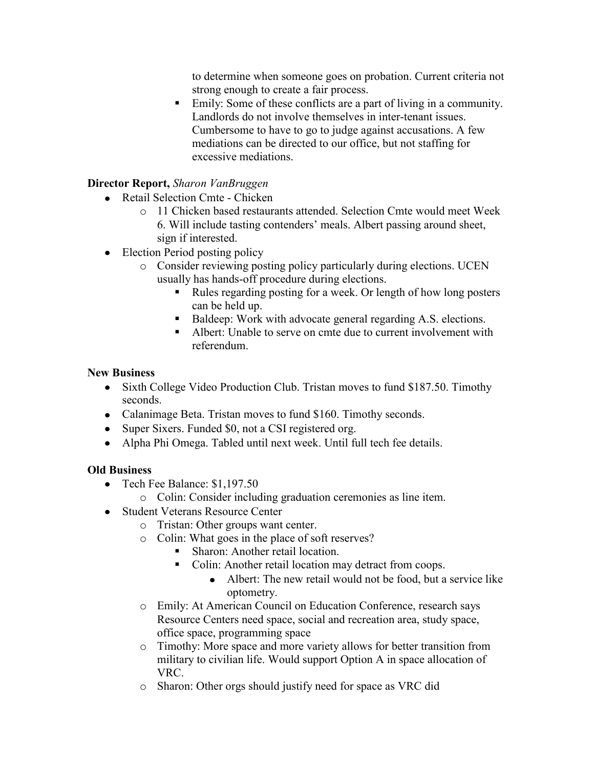- to determine when someone goes on probation. Current criteria not strong enough to create a fair process.
        - Emily: Some of these conflicts are a part of living in a community. Landlords do not involve themselves in inter-tenant issues. Cumbersome to have to go to judge against accusations. A few mediations can be directed to our office, but not staffing for excessive mediations.

**Director Report,** *Sharon VanBruggen*

- Retail Selection Cmte - Chicken
    - 11 Chicken based restaurants attended. Selection Cmte would meet Week 6. Will include tasting contenders' meals. Albert passing around sheet, sign if interested.
- Election Period posting policy
    - Consider reviewing posting policy particularly during elections. UCEN usually has hands-off procedure during elections.
        - Rules regarding posting for a week. Or length of how long posters can be held up.
        - Baldeep: Work with advocate general regarding A.S. elections.
        - Albert: Unable to serve on cmte due to current involvement with referendum.

**New Business**

- Sixth College Video Production Club. Tristan moves to fund $187.50. Timothy seconds.
- Calanimage Beta. Tristan moves to fund $160. Timothy seconds.
- Super Sixers. Funded $0, not a CSI registered org.
- Alpha Phi Omega. Tabled until next week. Until full tech fee details.

**Old Business**

- Tech Fee Balance: $1,197.50
    - Colin: Consider including graduation ceremonies as line item.
- Student Veterans Resource Center
    - Tristan: Other groups want center.
    - Colin: What goes in the place of soft reserves?
        - Sharon: Another retail location.
        - Colin: Another retail location may detract from coops.
            - Albert: The new retail would not be food, but a service like optometry.
    - Emily: At American Council on Education Conference, research says Resource Centers need space, social and recreation area, study space, office space, programming space
    - Timothy: More space and more variety allows for better transition from military to civilian life. Would support Option A in space allocation of VRC.
    - Sharon: Other orgs should justify need for space as VRC did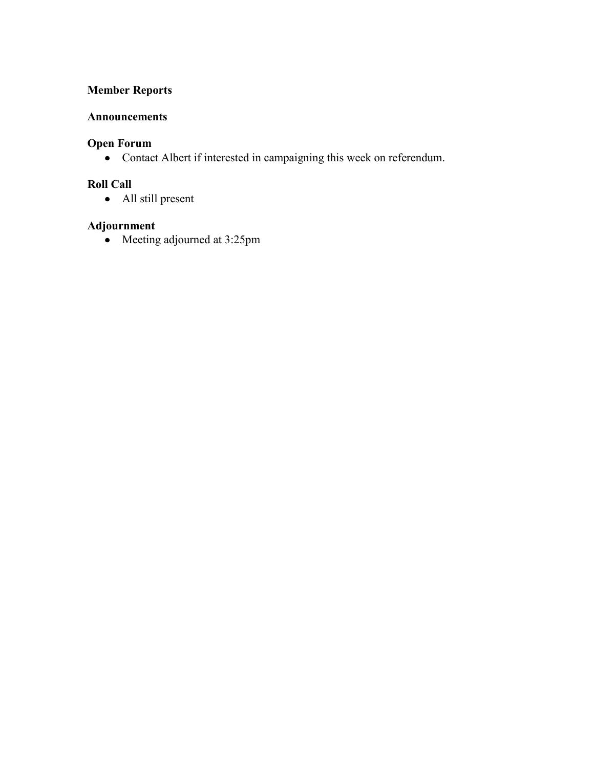**Member Reports**

**Announcements**

**Open Forum**

- Contact Albert if interested in campaigning this week on referendum.

**Roll Call**

- All still present

**Adjournment**

- Meeting adjourned at 3:25pm